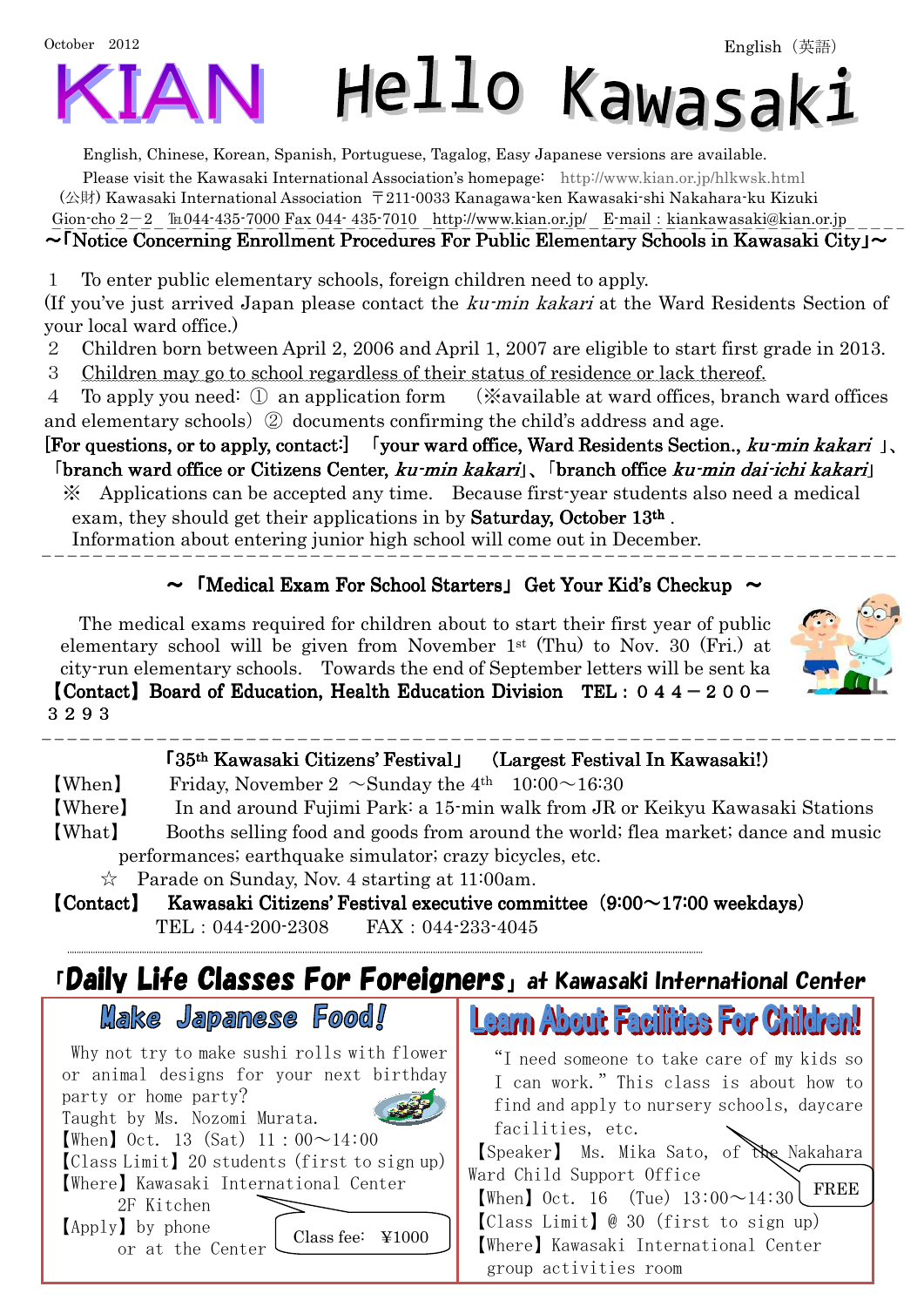October 2012

English（英語）

# KIAN Hello Kawasaki

English, Chinese, Korean, Spanish, Portuguese, Tagalog, Easy Japanese versions are available.

Please visit the Kawasaki International Association's homepage: http://www.kian.or.jp/hlkwsk.html

(公財) Kawasaki International Association 〒211-0033 Kanagawa-ken Kawasaki-shi Nakahara-ku Kizuki Gion-cho 2－2 ℡044-435-7000 Fax 044- 435-7010 http://www.kian.or.jp/ E-mail : kiankawasaki@kian.or.jp

## ～「Notice Concerning Enrollment Procedures For Public Elementary Schools in Kawasaki City」～

1 To enter public elementary schools, foreign children need to apply.
(If you've just arrived Japan please contact the *ku-min kakari* at the Ward Residents Section of your local ward office.)

2 Children born between April 2, 2006 and April 1, 2007 are eligible to start first grade in 2013.

3 Children may go to school regardless of their status of residence or lack thereof.

4 To apply you need: ① an application form (※available at ward offices, branch ward offices and elementary schools) ② documents confirming the child's address and age.

**[For questions, or to apply, contact:] 「your ward office, Ward Residents Section., *ku-min kakari* 」、「branch ward office or Citizens Center, *ku-min kakari*」、「branch office *ku-min dai-ichi kakari*」**

※ Applications can be accepted any time. Because first-year students also need a medical exam, they should get their applications in by **Saturday, October 13th** .
Information about entering junior high school will come out in December.

## ～ 「Medical Exam For School Starters」 Get Your Kid's Checkup ～

The medical exams required for children about to start their first year of public elementary school will be given from November 1st (Thu) to Nov. 30 (Fri.) at city-run elementary schools. Towards the end of September letters will be sent ka

**【Contact】Board of Education, Health Education Division TEL：０４４－２００－３２９３**

## 「35th Kawasaki Citizens' Festival」 (Largest Festival In Kawasaki!)

【When】 Friday, November 2 ～Sunday the 4th 10:00～16:30

【Where】 In and around Fujimi Park: a 15-min walk from JR or Keikyu Kawasaki Stations

【What】 Booths selling food and goods from around the world; flea market; dance and music performances; earthquake simulator; crazy bicycles, etc.

☆ Parade on Sunday, Nov. 4 starting at 11:00am.

**【Contact】 Kawasaki Citizens' Festival executive committee（9:00～17:00 weekdays）**
TEL：044-200-2308 FAX：044-233-4045

## 「Daily Life Classes For Foreigners」 at Kawasaki International Center

### Make Japanese Food!

Why not try to make sushi rolls with flower or animal designs for your next birthday party or home party?
Taught by Ms. Nozomi Murata.

【When】Oct. 13 (Sat) 11：00～14:00

【Class Limit】20 students (first to sign up)

【Where】Kawasaki International Center 2F Kitchen

【Apply】by phone or at the Center

Class fee: ¥1000

### Learn About Facilities For Children!

"I need someone to take care of my kids so I can work." This class is about how to find and apply to nursery schools, daycare facilities, etc.

【Speaker】 Ms. Mika Sato, of the Nakahara Ward Child Support Office

【When】Oct. 16 (Tue) 13:00～14:30

FREE

【Class Limit】@ 30 (first to sign up)

【Where】Kawasaki International Center group activities room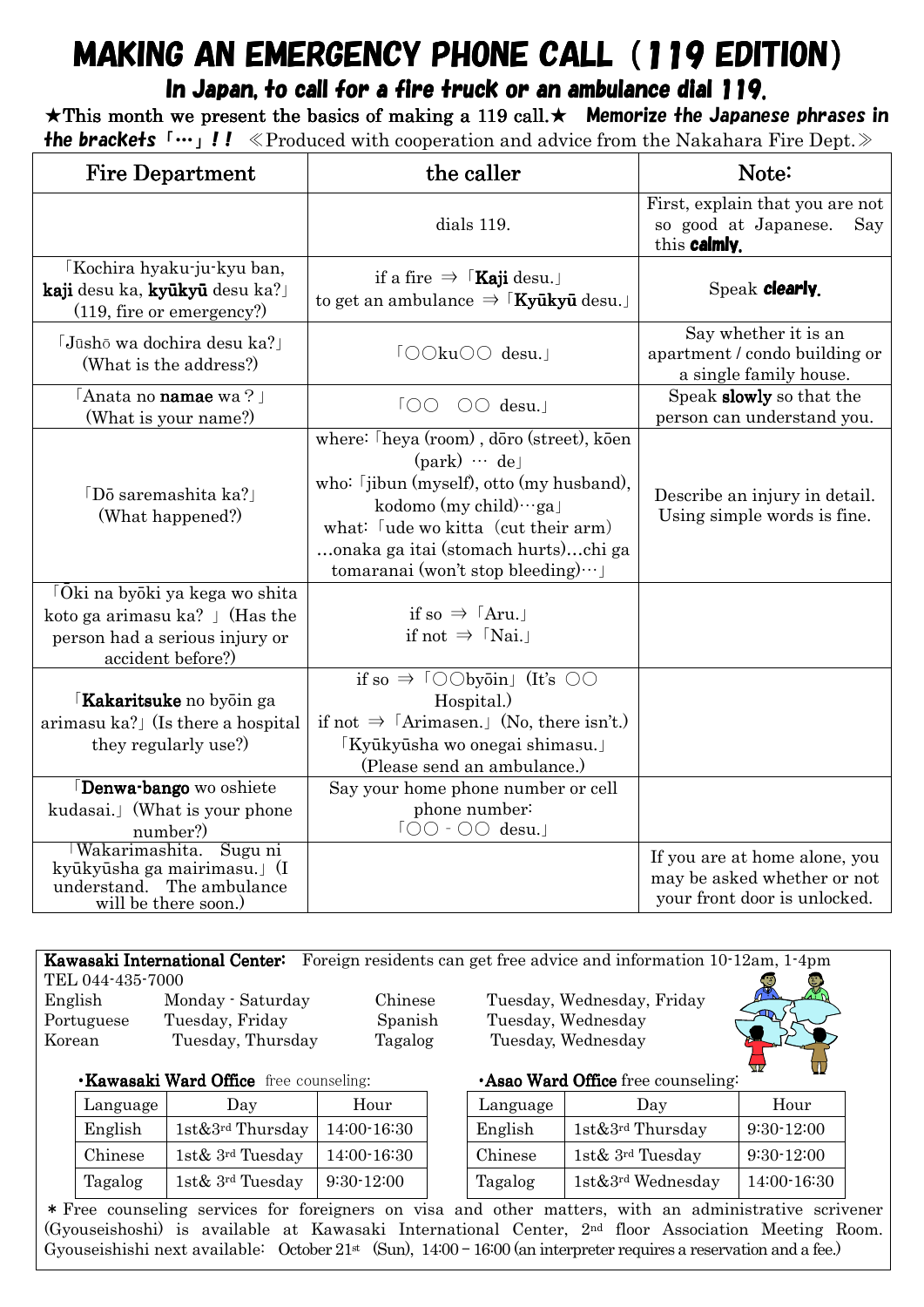# MAKING AN EMERGENCY PHONE CALL（119 EDITION）

## In Japan, to call for a fire truck or an ambulance dial 119.

★This month we present the basics of making a 119 call.★ ***Memorize the Japanese phrases in the brackets「…」!!*** ≪Produced with cooperation and advice from the Nakahara Fire Dept.≫

| Fire Department | the caller | Note: |
|---|---|---|
| | dials 119. | First, explain that you are not so good at Japanese. Say this **calmly.** |
| 「Kochira hyaku-ju-kyu ban, **kaji** desu ka, **kyūkyū** desu ka?」(119, fire or emergency?) | if a fire ⇒「**Kaji** desu.」<br>to get an ambulance ⇒「**Kyūkyū** desu.」 | Speak **clearly.** |
| 「Jūshō wa dochira desu ka?」(What is the address?) | 「○○ku○○ desu.」 | Say whether it is an apartment / condo building or a single family house. |
| 「Anata no **namae** wa？」(What is your name?) | 「○○ ○○ desu.」 | Speak **slowly** so that the person can understand you. |
| 「Dō saremashita ka?」(What happened?) | where:「heya (room) , dōro (street), kōen (park) … de」<br>who:「jibun (myself), otto (my husband), kodomo (my child)…ga」<br>what:「ude wo kitta (cut their arm) …onaka ga itai (stomach hurts)…chi ga tomaranai (won't stop bleeding)…」 | Describe an injury in detail. Using simple words is fine. |
| 「Ōki na byōki ya kega wo shita koto ga arimasu ka? 」(Has the person had a serious injury or accident before?) | if so ⇒「Aru.」<br>if not ⇒「Nai.」 | |
| 「**Kakaritsuke** no byōin ga arimasu ka?」(Is there a hospital they regularly use?) | if so ⇒「○○byōin」(It's ○○ Hospital.)<br>if not ⇒「Arimasen.」(No, there isn't.)<br>「Kyūkyūsha wo onegai shimasu.」(Please send an ambulance.) | |
| 「**Denwa-bango** wo oshiete kudasai.」(What is your phone number?) | Say your home phone number or cell phone number:<br>「○○ - ○○ desu.」 | |
| 「Wakarimashita. Sugu ni kyūkyūsha ga mairimasu.」(I understand. The ambulance will be there soon.) | | If you are at home alone, you may be asked whether or not your front door is unlocked. |

**Kawasaki International Center:** Foreign residents can get free advice and information 10-12am, 1-4pm
TEL 044-435-7000

| | | | |
|---|---|---|---|
| English | Monday - Saturday | Chinese | Tuesday, Wednesday, Friday |
| Portuguese | Tuesday, Friday | Spanish | Tuesday, Wednesday |
| Korean | Tuesday, Thursday | Tagalog | Tuesday, Wednesday |

・**Kawasaki Ward Office** free counseling:

| Language | Day | Hour |
|---|---|---|
| English | 1st&3rd Thursday | 14:00-16:30 |
| Chinese | 1st& 3rd Tuesday | 14:00-16:30 |
| Tagalog | 1st& 3rd Tuesday | 9:30-12:00 |

・**Asao Ward Office** free counseling:

| Language | Day | Hour |
|---|---|---|
| English | 1st&3rd Thursday | 9:30-12:00 |
| Chinese | 1st& 3rd Tuesday | 9:30-12:00 |
| Tagalog | 1st&3rd Wednesday | 14:00-16:30 |

＊Free counseling services for foreigners on visa and other matters, with an administrative scrivener (Gyouseishoshi) is available at Kawasaki International Center, 2nd floor Association Meeting Room. Gyouseishishi next available: October 21st (Sun), 14:00－16:00 (an interpreter requires a reservation and a fee.)